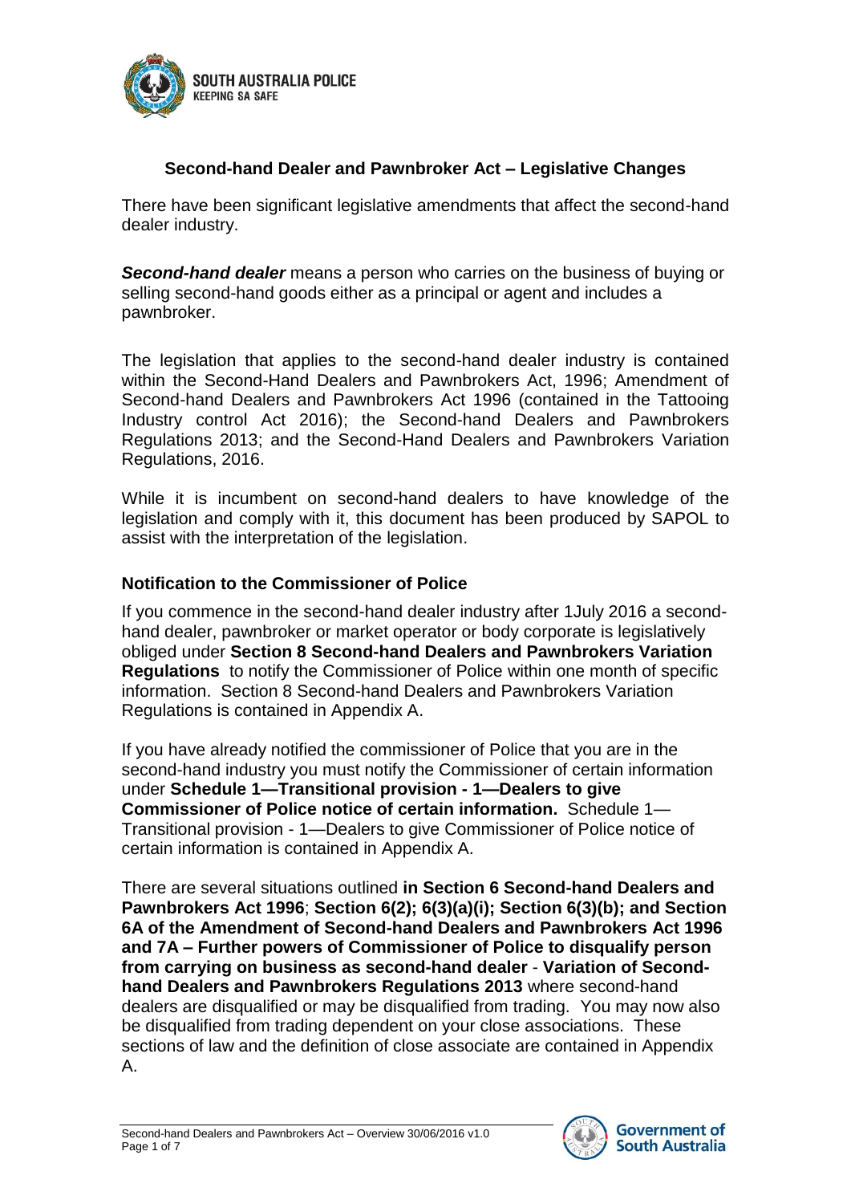## Second-hand Dealer and Pawnbroker Act – Legislative Changes

There have been significant legislative amendments that affect the second-hand dealer industry.

***Second-hand dealer*** means a person who carries on the business of buying or selling second-hand goods either as a principal or agent and includes a pawnbroker.

The legislation that applies to the second-hand dealer industry is contained within the Second-Hand Dealers and Pawnbrokers Act, 1996; Amendment of Second-hand Dealers and Pawnbrokers Act 1996 (contained in the Tattooing Industry control Act 2016); the Second-hand Dealers and Pawnbrokers Regulations 2013; and the Second-Hand Dealers and Pawnbrokers Variation Regulations, 2016.

While it is incumbent on second-hand dealers to have knowledge of the legislation and comply with it, this document has been produced by SAPOL to assist with the interpretation of the legislation.

### Notification to the Commissioner of Police

If you commence in the second-hand dealer industry after 1July 2016 a second-hand dealer, pawnbroker or market operator or body corporate is legislatively obliged under **Section 8 Second-hand Dealers and Pawnbrokers Variation Regulations** to notify the Commissioner of Police within one month of specific information. Section 8 Second-hand Dealers and Pawnbrokers Variation Regulations is contained in Appendix A.

If you have already notified the commissioner of Police that you are in the second-hand industry you must notify the Commissioner of certain information under **Schedule 1—Transitional provision - 1—Dealers to give Commissioner of Police notice of certain information.** Schedule 1—Transitional provision - 1—Dealers to give Commissioner of Police notice of certain information is contained in Appendix A.

There are several situations outlined **in Section 6 Second-hand Dealers and Pawnbrokers Act 1996**; **Section 6(2); 6(3)(a)(i); Section 6(3)(b); and Section 6A of the Amendment of Second-hand Dealers and Pawnbrokers Act 1996 and 7A – Further powers of Commissioner of Police to disqualify person from carrying on business as second-hand dealer** - **Variation of Second-hand Dealers and Pawnbrokers Regulations 2013** where second-hand dealers are disqualified or may be disqualified from trading. You may now also be disqualified from trading dependent on your close associations. These sections of law and the definition of close associate are contained in Appendix A.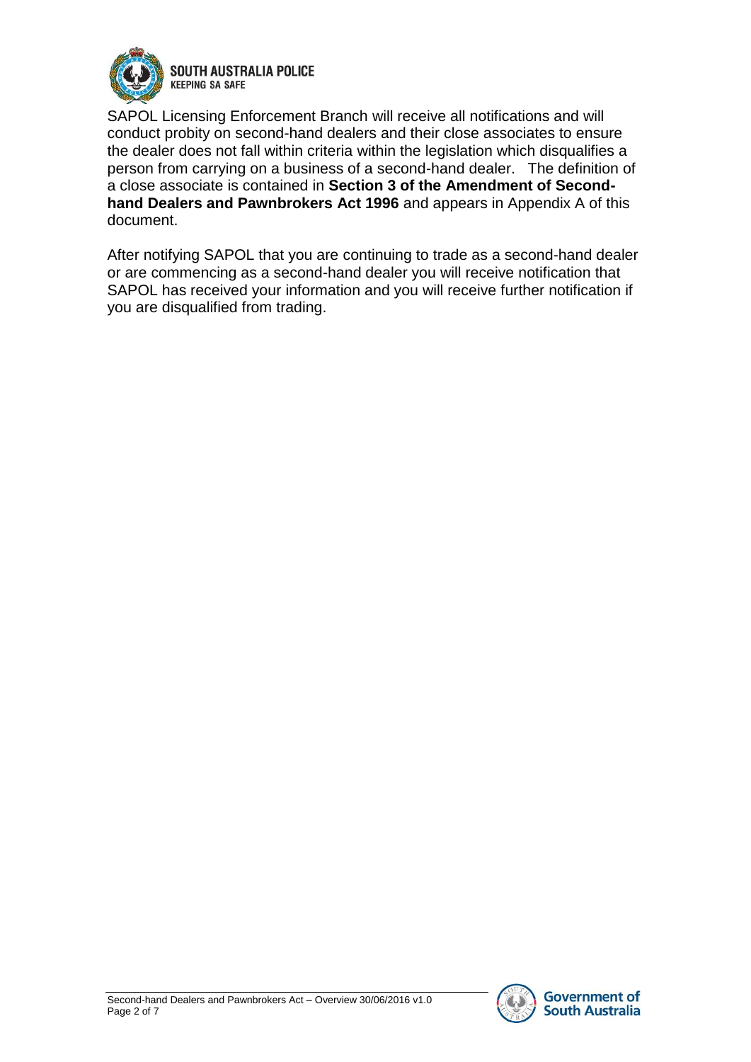SAPOL Licensing Enforcement Branch will receive all notifications and will conduct probity on second-hand dealers and their close associates to ensure the dealer does not fall within criteria within the legislation which disqualifies a person from carrying on a business of a second-hand dealer. The definition of a close associate is contained in **Section 3 of the Amendment of Second-hand Dealers and Pawnbrokers Act 1996** and appears in Appendix A of this document.

After notifying SAPOL that you are continuing to trade as a second-hand dealer or are commencing as a second-hand dealer you will receive notification that SAPOL has received your information and you will receive further notification if you are disqualified from trading.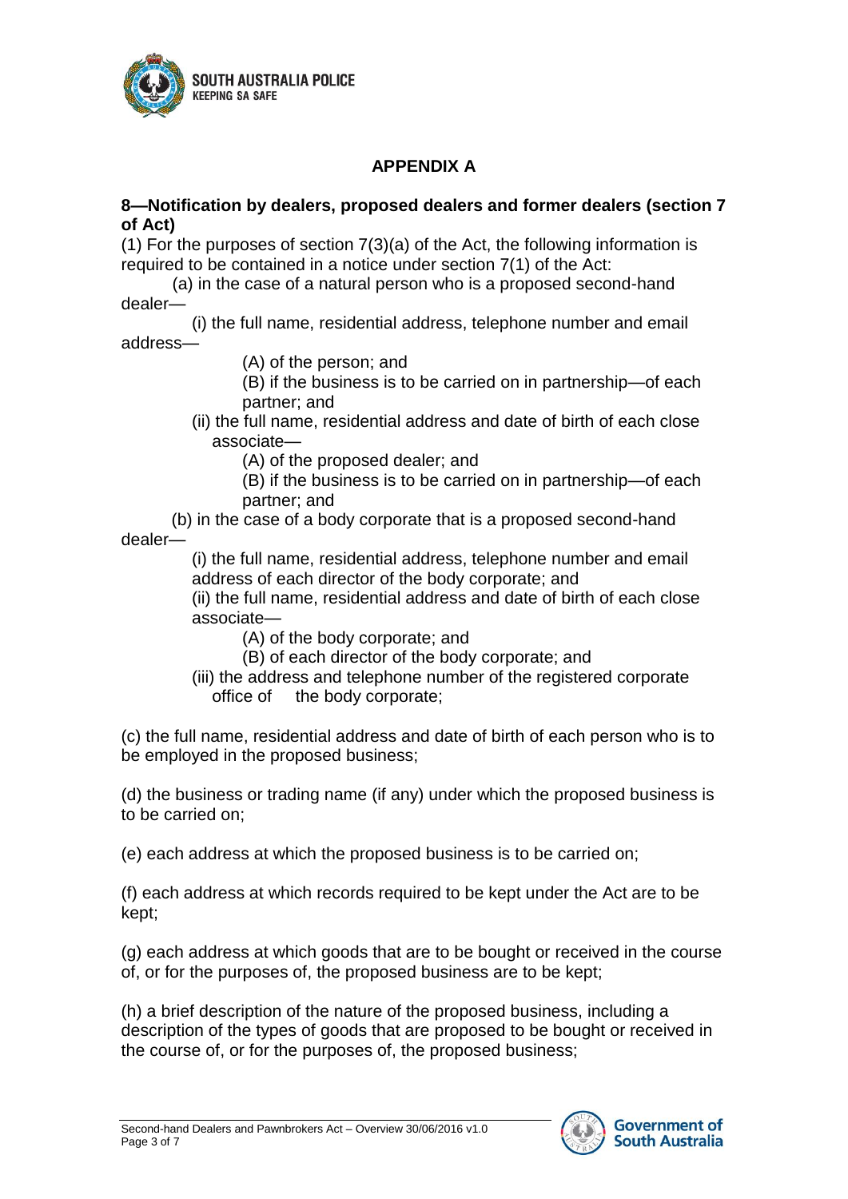## APPENDIX A

**8—Notification by dealers, proposed dealers and former dealers (section 7 of Act)**

(1) For the purposes of section 7(3)(a) of the Act, the following information is required to be contained in a notice under section 7(1) of the Act:

- (a) in the case of a natural person who is a proposed second-hand dealer—
  - (i) the full name, residential address, telephone number and email address—
    - (A) of the person; and
    - (B) if the business is to be carried on in partnership—of each partner; and
  - (ii) the full name, residential address and date of birth of each close associate—
    - (A) of the proposed dealer; and
    - (B) if the business is to be carried on in partnership—of each partner; and
- (b) in the case of a body corporate that is a proposed second-hand dealer—
  - (i) the full name, residential address, telephone number and email address of each director of the body corporate; and
  - (ii) the full name, residential address and date of birth of each close associate—
    - (A) of the body corporate; and
    - (B) of each director of the body corporate; and
  - (iii) the address and telephone number of the registered corporate office of the body corporate;

(c) the full name, residential address and date of birth of each person who is to be employed in the proposed business;

(d) the business or trading name (if any) under which the proposed business is to be carried on;

(e) each address at which the proposed business is to be carried on;

(f) each address at which records required to be kept under the Act are to be kept;

(g) each address at which goods that are to be bought or received in the course of, or for the purposes of, the proposed business are to be kept;

(h) a brief description of the nature of the proposed business, including a description of the types of goods that are proposed to be bought or received in the course of, or for the purposes of, the proposed business;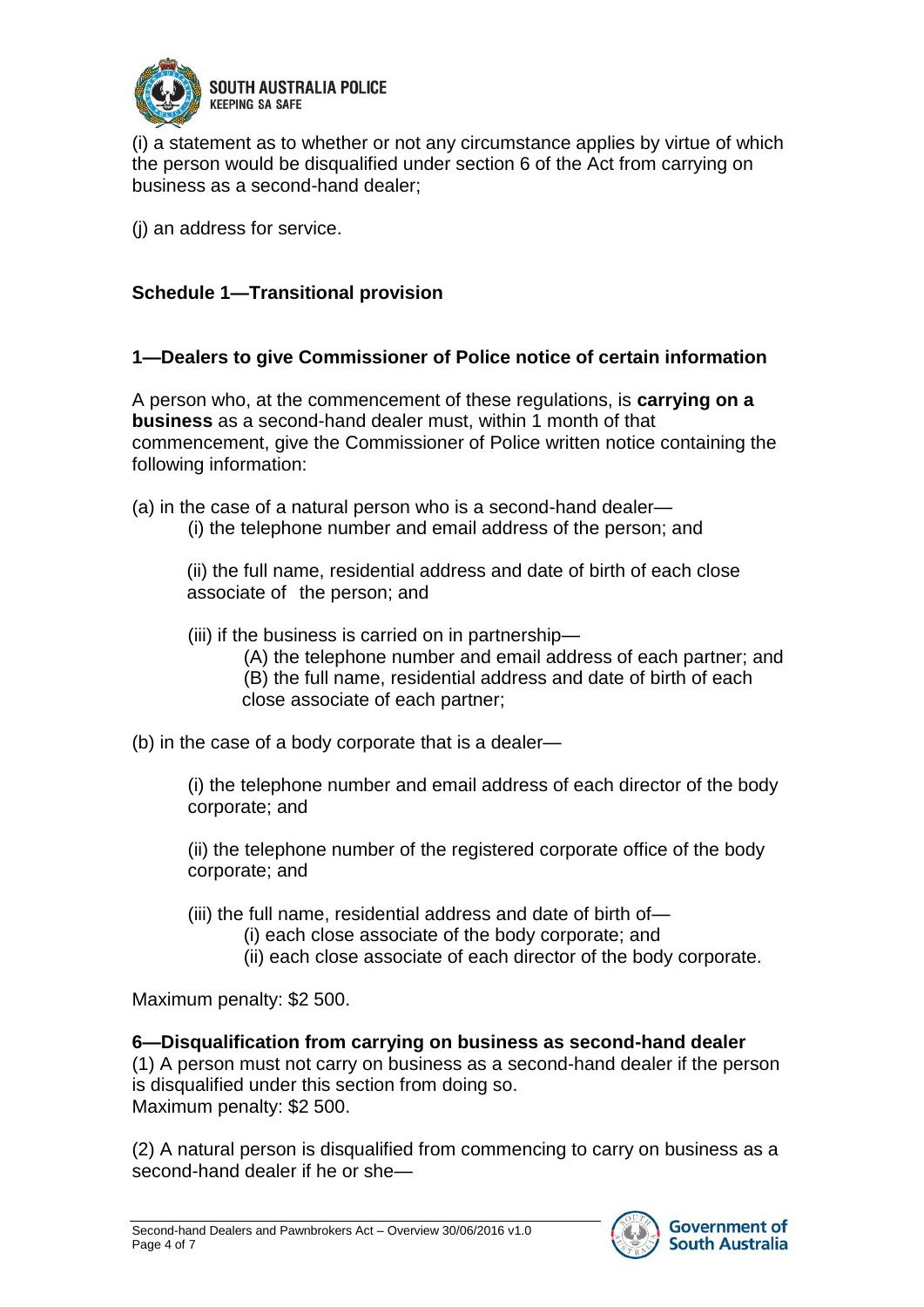(i) a statement as to whether or not any circumstance applies by virtue of which the person would be disqualified under section 6 of the Act from carrying on business as a second-hand dealer;

(j) an address for service.

**Schedule 1—Transitional provision**

**1—Dealers to give Commissioner of Police notice of certain information**

A person who, at the commencement of these regulations, is **carrying on a business** as a second-hand dealer must, within 1 month of that commencement, give the Commissioner of Police written notice containing the following information:

(a) in the case of a natural person who is a second-hand dealer—

- (i) the telephone number and email address of the person; and
- (ii) the full name, residential address and date of birth of each close associate of the person; and
- (iii) if the business is carried on in partnership—
  - (A) the telephone number and email address of each partner; and
  - (B) the full name, residential address and date of birth of each close associate of each partner;

(b) in the case of a body corporate that is a dealer—

- (i) the telephone number and email address of each director of the body corporate; and
- (ii) the telephone number of the registered corporate office of the body corporate; and
- (iii) the full name, residential address and date of birth of—
  - (i) each close associate of the body corporate; and
  - (ii) each close associate of each director of the body corporate.

Maximum penalty: $2 500.

**6—Disqualification from carrying on business as second-hand dealer**

(1) A person must not carry on business as a second-hand dealer if the person is disqualified under this section from doing so.
Maximum penalty: $2 500.

(2) A natural person is disqualified from commencing to carry on business as a second-hand dealer if he or she—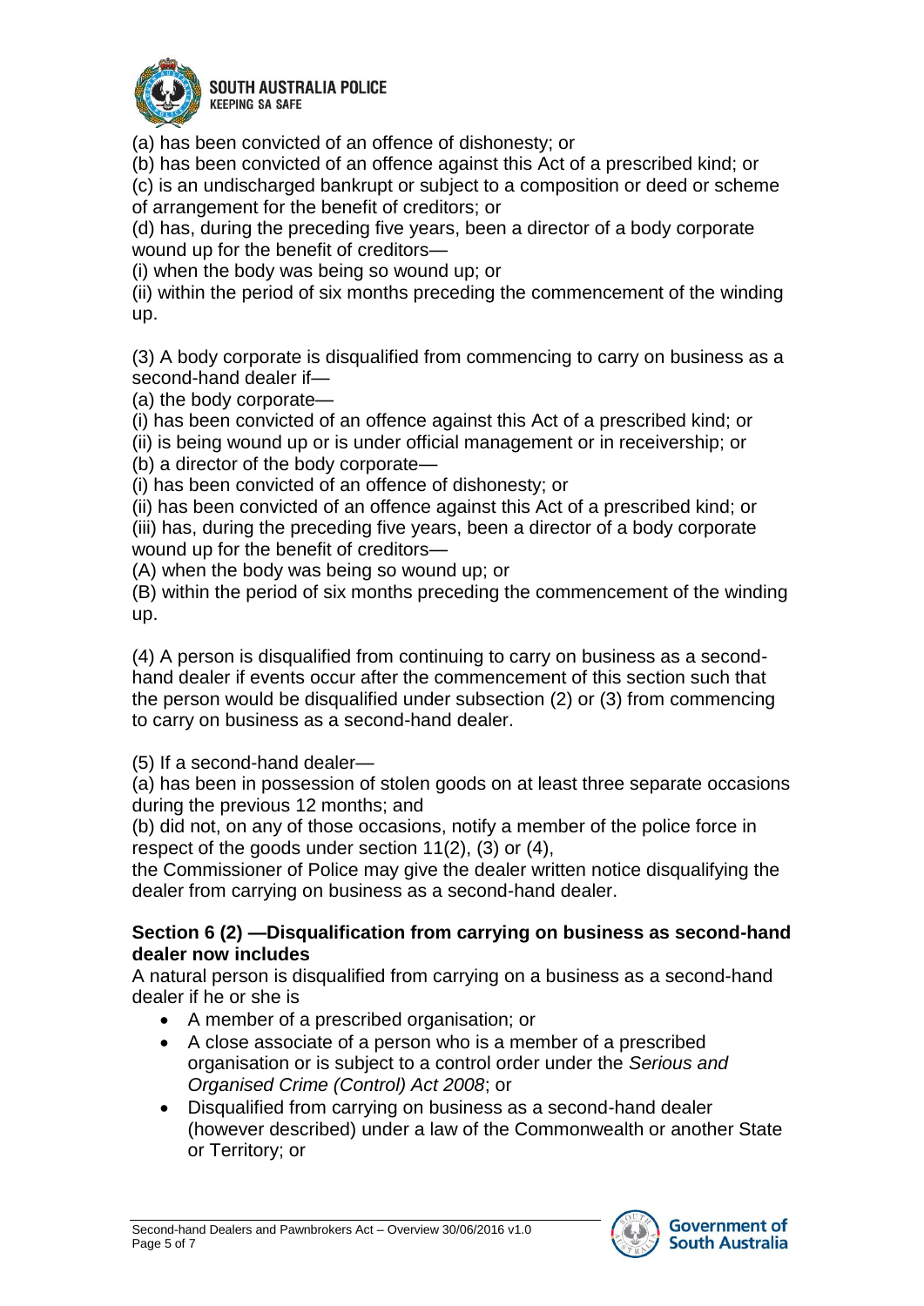(a) has been convicted of an offence of dishonesty; or

(b) has been convicted of an offence against this Act of a prescribed kind; or

(c) is an undischarged bankrupt or subject to a composition or deed or scheme of arrangement for the benefit of creditors; or

(d) has, during the preceding five years, been a director of a body corporate wound up for the benefit of creditors—

(i) when the body was being so wound up; or

(ii) within the period of six months preceding the commencement of the winding up.

(3) A body corporate is disqualified from commencing to carry on business as a second-hand dealer if—

(a) the body corporate—

(i) has been convicted of an offence against this Act of a prescribed kind; or

(ii) is being wound up or is under official management or in receivership; or

(b) a director of the body corporate—

(i) has been convicted of an offence of dishonesty; or

(ii) has been convicted of an offence against this Act of a prescribed kind; or

(iii) has, during the preceding five years, been a director of a body corporate wound up for the benefit of creditors—

(A) when the body was being so wound up; or

(B) within the period of six months preceding the commencement of the winding up.

(4) A person is disqualified from continuing to carry on business as a second-hand dealer if events occur after the commencement of this section such that the person would be disqualified under subsection (2) or (3) from commencing to carry on business as a second-hand dealer.

(5) If a second-hand dealer—

(a) has been in possession of stolen goods on at least three separate occasions during the previous 12 months; and

(b) did not, on any of those occasions, notify a member of the police force in respect of the goods under section 11(2), (3) or (4),

the Commissioner of Police may give the dealer written notice disqualifying the dealer from carrying on business as a second-hand dealer.

**Section 6 (2) —Disqualification from carrying on business as second-hand dealer now includes**

A natural person is disqualified from carrying on a business as a second-hand dealer if he or she is

- A member of a prescribed organisation; or
- A close associate of a person who is a member of a prescribed organisation or is subject to a control order under the *Serious and Organised Crime (Control) Act 2008*; or
- Disqualified from carrying on business as a second-hand dealer (however described) under a law of the Commonwealth or another State or Territory; or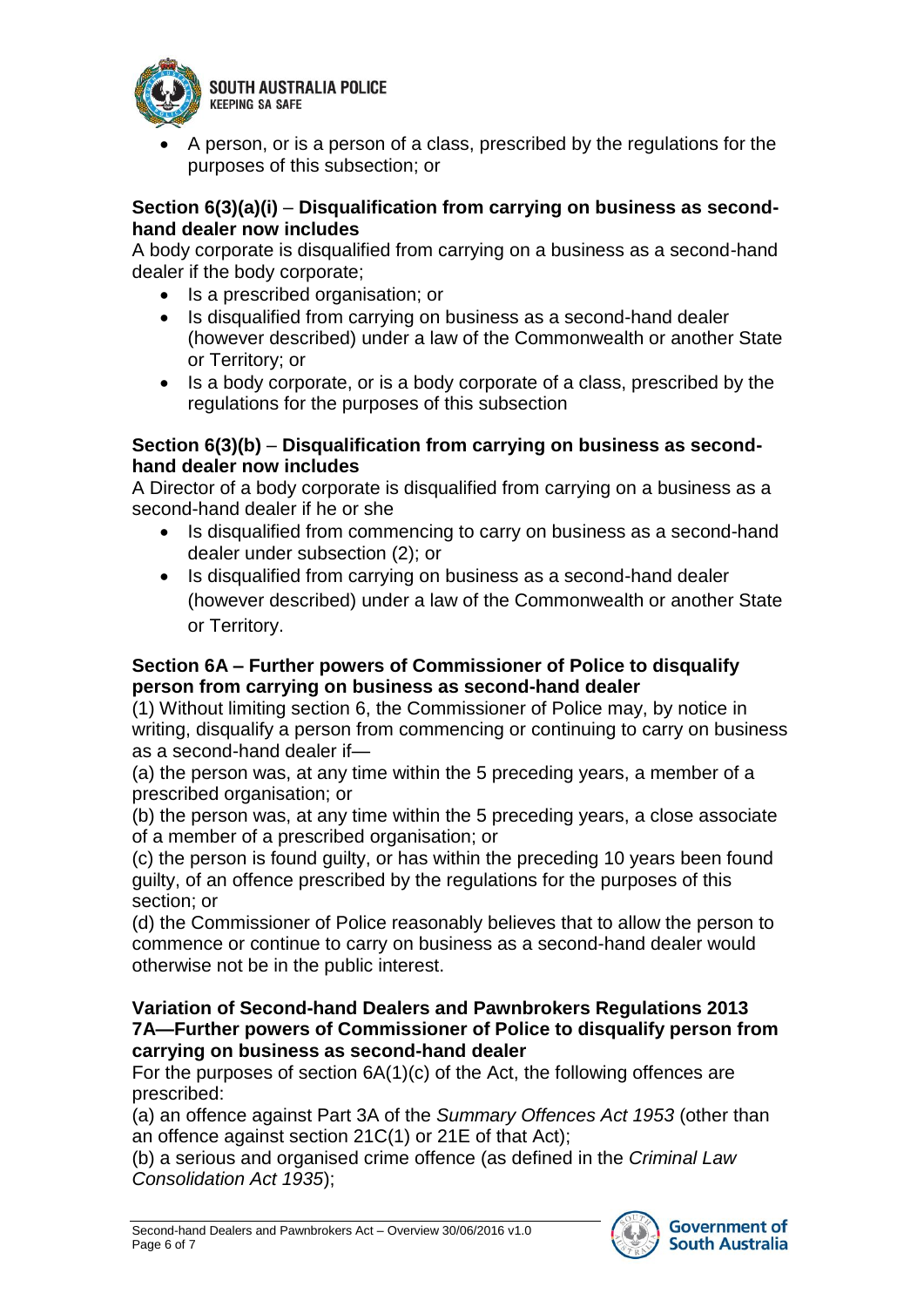- A person, or is a person of a class, prescribed by the regulations for the purposes of this subsection; or

**Section 6(3)(a)(i) – Disqualification from carrying on business as second-hand dealer now includes**

A body corporate is disqualified from carrying on a business as a second-hand dealer if the body corporate;

- Is a prescribed organisation; or
- Is disqualified from carrying on business as a second-hand dealer (however described) under a law of the Commonwealth or another State or Territory; or
- Is a body corporate, or is a body corporate of a class, prescribed by the regulations for the purposes of this subsection

**Section 6(3)(b) – Disqualification from carrying on business as second-hand dealer now includes**

A Director of a body corporate is disqualified from carrying on a business as a second-hand dealer if he or she

- Is disqualified from commencing to carry on business as a second-hand dealer under subsection (2); or
- Is disqualified from carrying on business as a second-hand dealer (however described) under a law of the Commonwealth or another State or Territory.

**Section 6A – Further powers of Commissioner of Police to disqualify person from carrying on business as second-hand dealer**

(1) Without limiting section 6, the Commissioner of Police may, by notice in writing, disqualify a person from commencing or continuing to carry on business as a second-hand dealer if—

(a) the person was, at any time within the 5 preceding years, a member of a prescribed organisation; or

(b) the person was, at any time within the 5 preceding years, a close associate of a member of a prescribed organisation; or

(c) the person is found guilty, or has within the preceding 10 years been found guilty, of an offence prescribed by the regulations for the purposes of this section; or

(d) the Commissioner of Police reasonably believes that to allow the person to commence or continue to carry on business as a second-hand dealer would otherwise not be in the public interest.

**Variation of Second-hand Dealers and Pawnbrokers Regulations 2013**
**7A—Further powers of Commissioner of Police to disqualify person from carrying on business as second-hand dealer**

For the purposes of section 6A(1)(c) of the Act, the following offences are prescribed:

(a) an offence against Part 3A of the *Summary Offences Act 1953* (other than an offence against section 21C(1) or 21E of that Act);

(b) a serious and organised crime offence (as defined in the *Criminal Law Consolidation Act 1935*);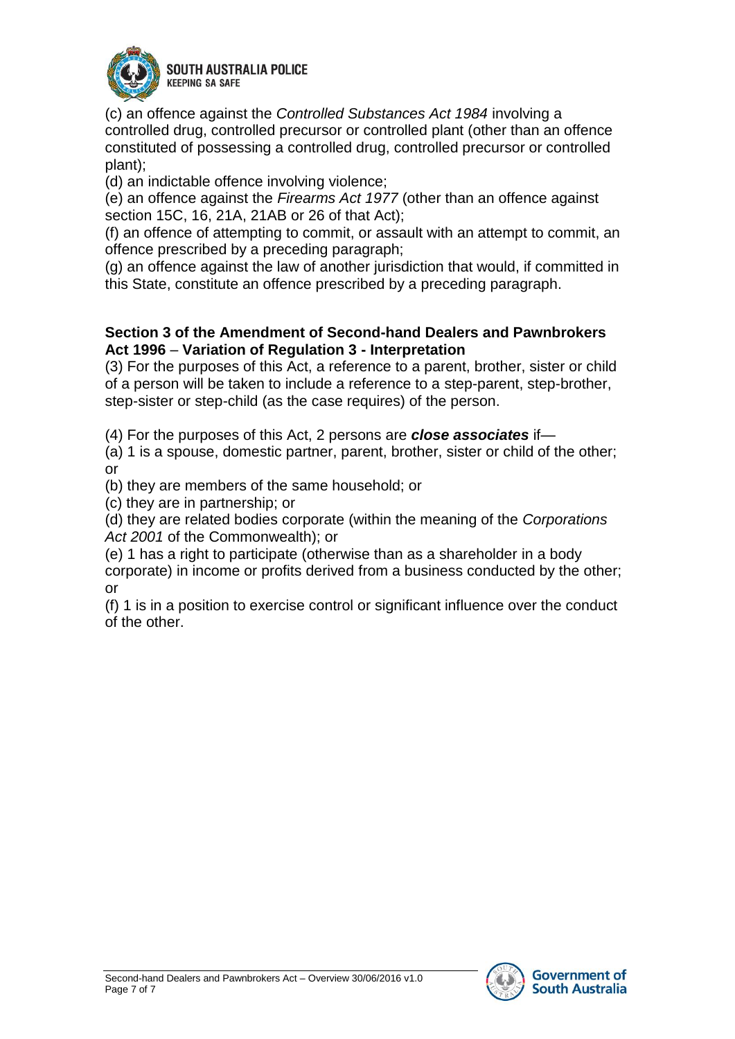(c) an offence against the *Controlled Substances Act 1984* involving a controlled drug, controlled precursor or controlled plant (other than an offence constituted of possessing a controlled drug, controlled precursor or controlled plant);

(d) an indictable offence involving violence;

(e) an offence against the *Firearms Act 1977* (other than an offence against section 15C, 16, 21A, 21AB or 26 of that Act);

(f) an offence of attempting to commit, or assault with an attempt to commit, an offence prescribed by a preceding paragraph;

(g) an offence against the law of another jurisdiction that would, if committed in this State, constitute an offence prescribed by a preceding paragraph.

**Section 3 of the Amendment of Second-hand Dealers and Pawnbrokers Act 1996 – Variation of Regulation 3 - Interpretation**

(3) For the purposes of this Act, a reference to a parent, brother, sister or child of a person will be taken to include a reference to a step-parent, step-brother, step-sister or step-child (as the case requires) of the person.

(4) For the purposes of this Act, 2 persons are ***close associates*** if—

(a) 1 is a spouse, domestic partner, parent, brother, sister or child of the other; or

(b) they are members of the same household; or

(c) they are in partnership; or

(d) they are related bodies corporate (within the meaning of the *Corporations Act 2001* of the Commonwealth); or

(e) 1 has a right to participate (otherwise than as a shareholder in a body corporate) in income or profits derived from a business conducted by the other; or

(f) 1 is in a position to exercise control or significant influence over the conduct of the other.